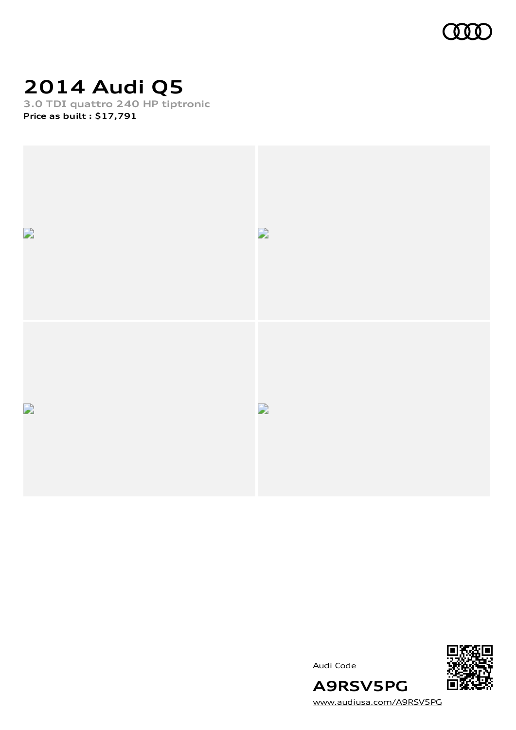# 2014 Audi Q5

**3.0 TDI quattro 240 HP tiptronic**

**Price as built : $17,791**

Audi Code

**A9RSV5PG**

www.audiusa.com/A9RSV5PG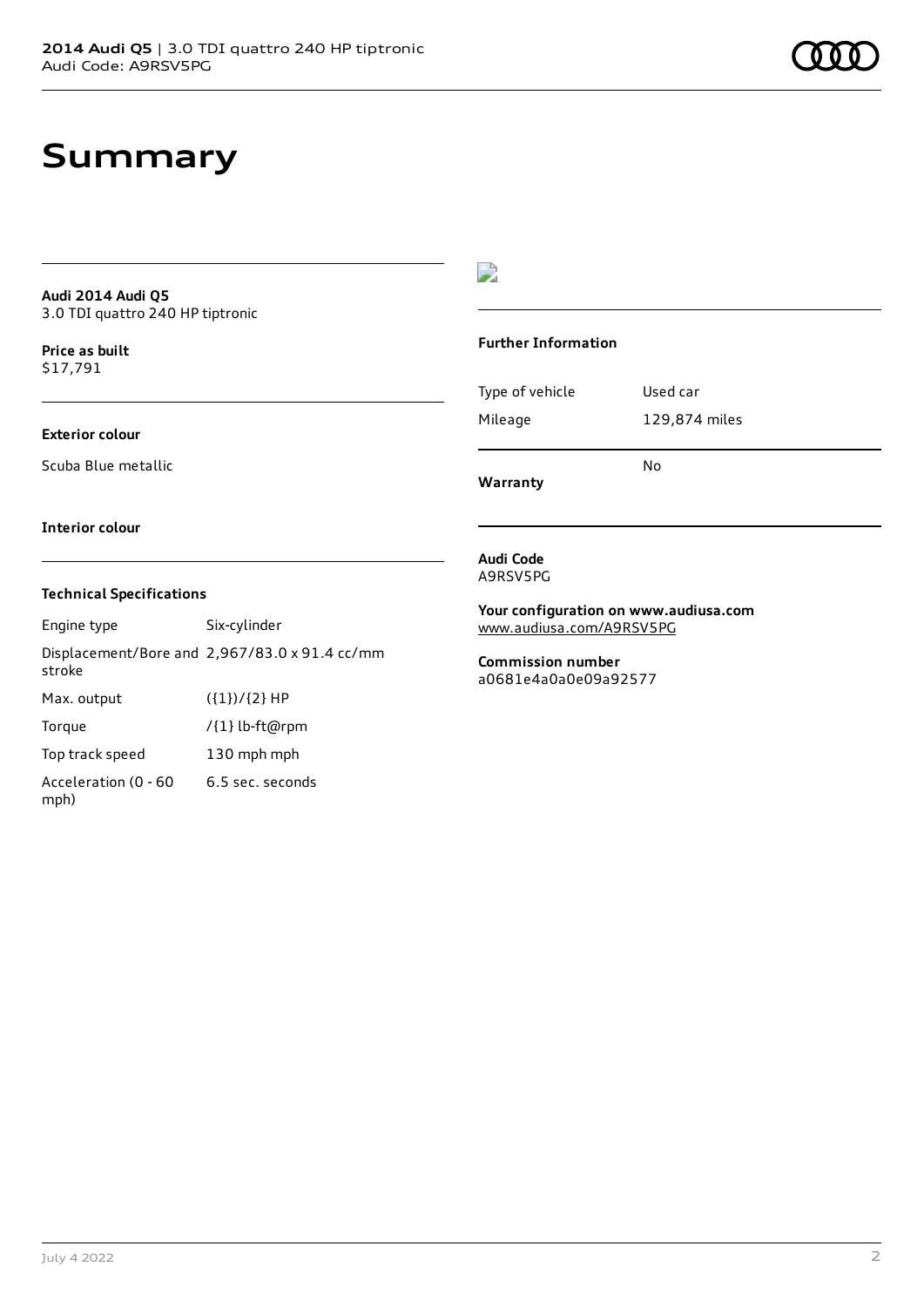# Summary

**Audi 2014 Audi Q5**
3.0 TDI quattro 240 HP tiptronic

**Price as built**
$17,791

**Exterior colour**

Scuba Blue metallic

**Interior colour**

**Technical Specifications**

| | |
|---|---|
| Engine type | Six-cylinder |
| Displacement/Bore and stroke | 2,967/83.0 x 91.4 cc/mm |
| Max. output | ({1})/{2} HP |
| Torque | /{1} lb-ft@rpm |
| Top track speed | 130 mph mph |
| Acceleration (0 - 60 mph) | 6.5 sec. seconds |

**Further Information**

| | |
|---|---|
| Type of vehicle | Used car |
| Mileage | 129,874 miles |
| **Warranty** | No |

**Audi Code**
A9RSV5PG

**Your configuration on www.audiusa.com**
www.audiusa.com/A9RSV5PG

**Commission number**
a0681e4a0a0e09a92577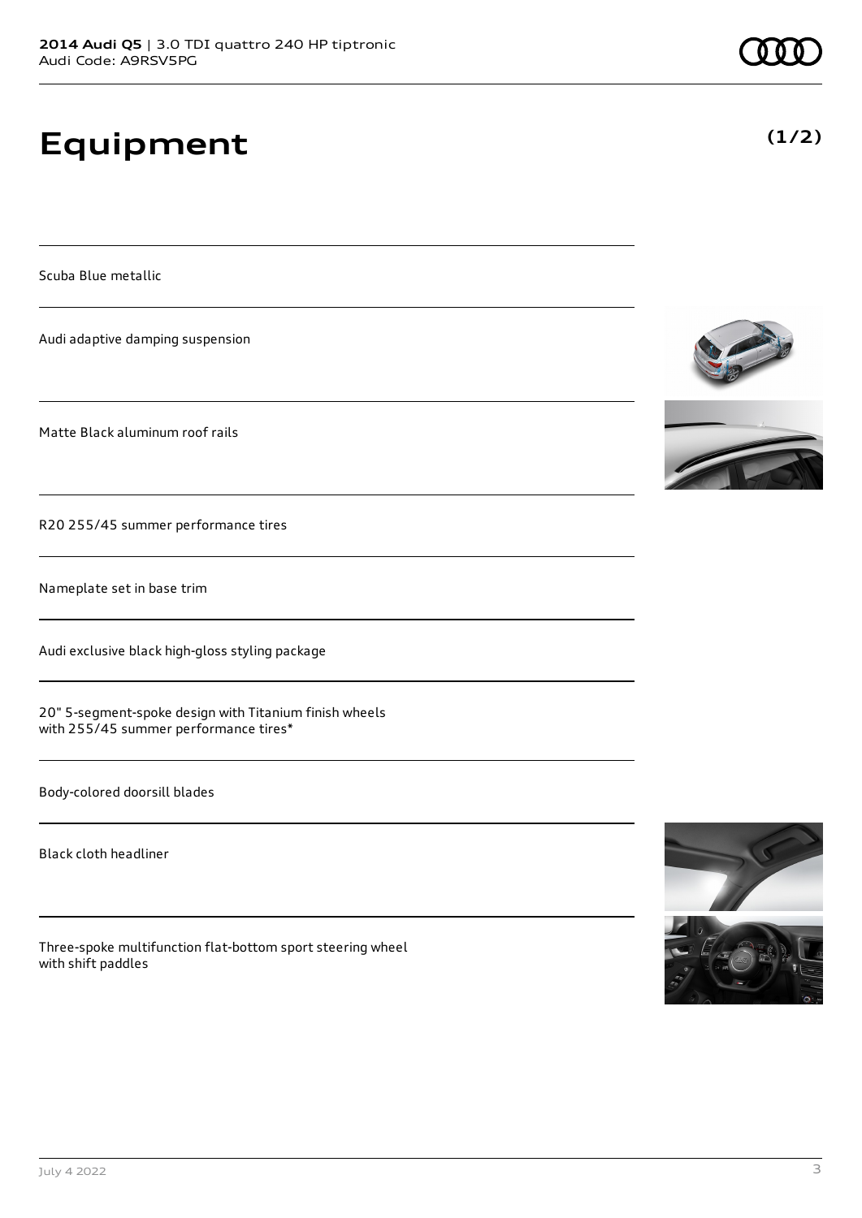# Equipment

**(1/2)**

Scuba Blue metallic

Audi adaptive damping suspension

Matte Black aluminum roof rails

R20 255/45 summer performance tires

Nameplate set in base trim

Audi exclusive black high-gloss styling package

20" 5-segment-spoke design with Titanium finish wheels with 255/45 summer performance tires*

Body-colored doorsill blades

Black cloth headliner

Three-spoke multifunction flat-bottom sport steering wheel with shift paddles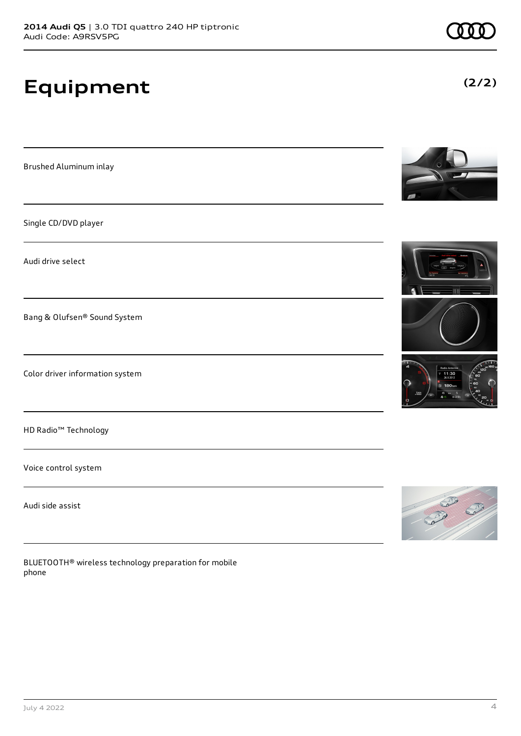# Equipment

**(2/2)**

Brushed Aluminum inlay

Single CD/DVD player

Audi drive select

Bang & Olufsen® Sound System

Color driver information system

HD Radio™ Technology

Voice control system

Audi side assist

BLUETOOTH® wireless technology preparation for mobile phone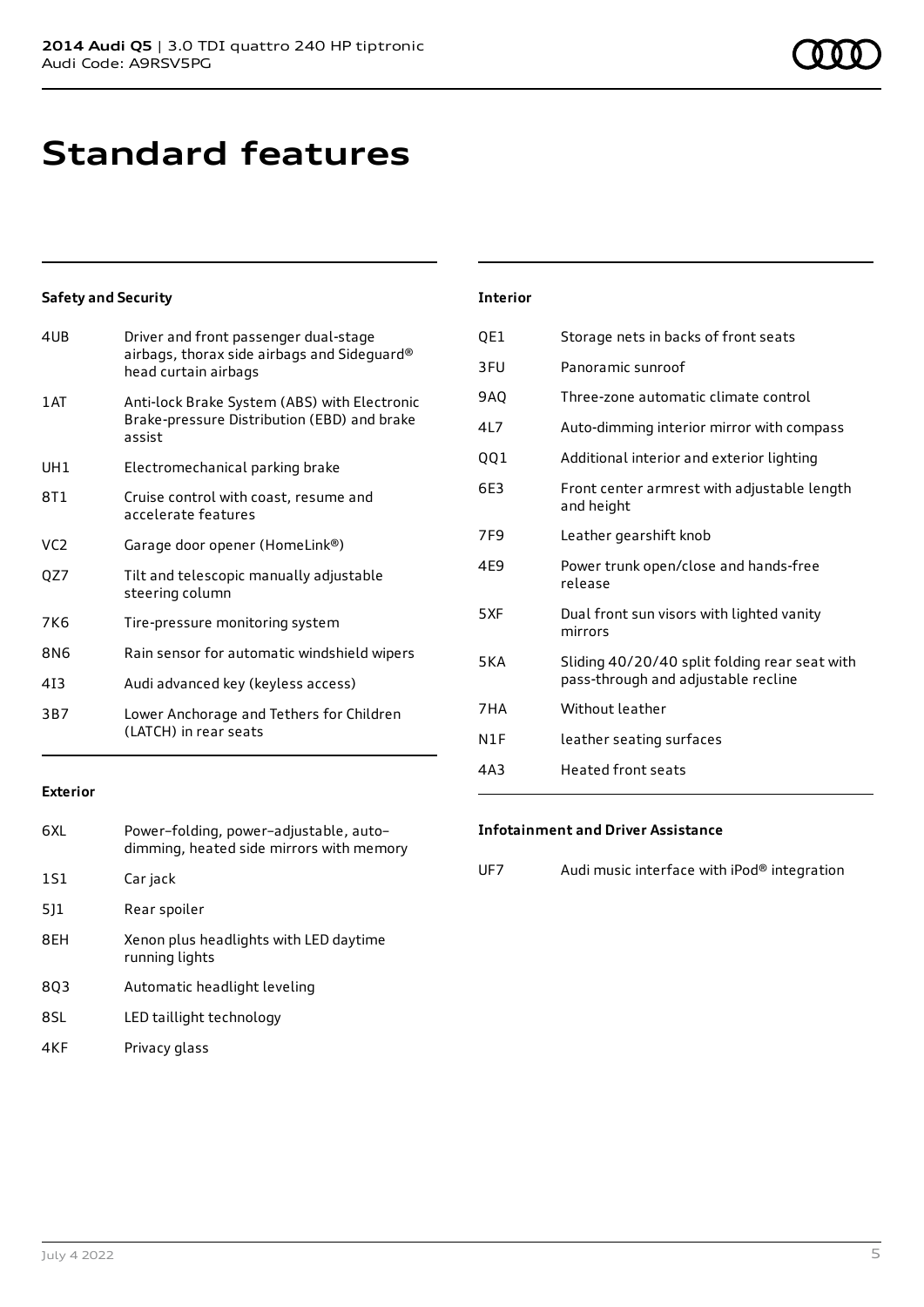# Standard features

### Safety and Security

| | |
|---|---|
| 4UB | Driver and front passenger dual-stage airbags, thorax side airbags and Sideguard® head curtain airbags |
| 1AT | Anti-lock Brake System (ABS) with Electronic Brake-pressure Distribution (EBD) and brake assist |
| UH1 | Electromechanical parking brake |
| 8T1 | Cruise control with coast, resume and accelerate features |
| VC2 | Garage door opener (HomeLink®) |
| QZ7 | Tilt and telescopic manually adjustable steering column |
| 7K6 | Tire-pressure monitoring system |
| 8N6 | Rain sensor for automatic windshield wipers |
| 4I3 | Audi advanced key (keyless access) |
| 3B7 | Lower Anchorage and Tethers for Children (LATCH) in rear seats |

### Exterior

| | |
|---|---|
| 6XL | Power–folding, power–adjustable, auto–dimming, heated side mirrors with memory |
| 1S1 | Car jack |
| 5J1 | Rear spoiler |
| 8EH | Xenon plus headlights with LED daytime running lights |
| 8Q3 | Automatic headlight leveling |
| 8SL | LED taillight technology |
| 4KF | Privacy glass |

### Interior

| | |
|---|---|
| QE1 | Storage nets in backs of front seats |
| 3FU | Panoramic sunroof |
| 9AQ | Three-zone automatic climate control |
| 4L7 | Auto-dimming interior mirror with compass |
| QQ1 | Additional interior and exterior lighting |
| 6E3 | Front center armrest with adjustable length and height |
| 7F9 | Leather gearshift knob |
| 4E9 | Power trunk open/close and hands-free release |
| 5XF | Dual front sun visors with lighted vanity mirrors |
| 5KA | Sliding 40/20/40 split folding rear seat with pass-through and adjustable recline |
| 7HA | Without leather |
| N1F | leather seating surfaces |
| 4A3 | Heated front seats |

### Infotainment and Driver Assistance

| | |
|---|---|
| UF7 | Audi music interface with iPod® integration |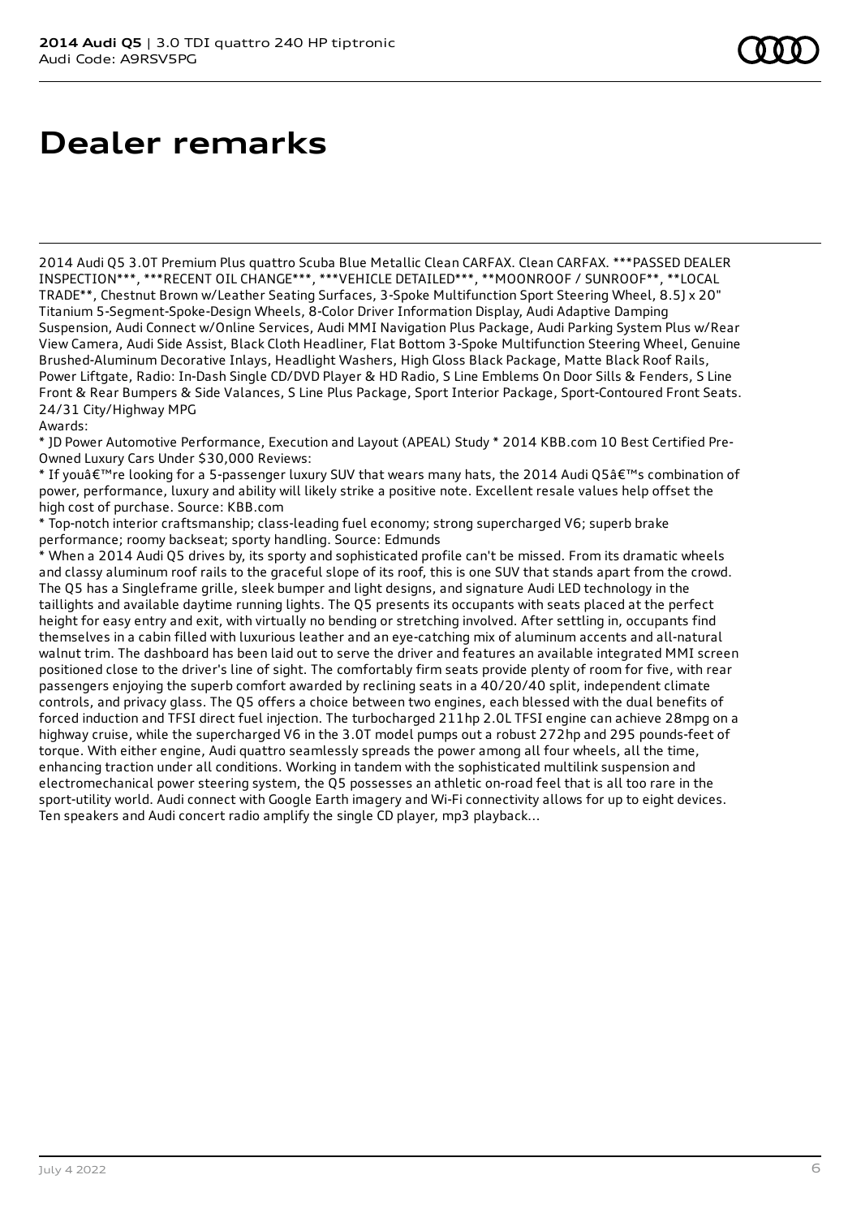# Dealer remarks

2014 Audi Q5 3.0T Premium Plus quattro Scuba Blue Metallic Clean CARFAX. Clean CARFAX. ***PASSED DEALER INSPECTION***, ***RECENT OIL CHANGE***, ***VEHICLE DETAILED***, **MOONROOF / SUNROOF**, **LOCAL TRADE**, Chestnut Brown w/Leather Seating Surfaces, 3-Spoke Multifunction Sport Steering Wheel, 8.5J x 20" Titanium 5-Segment-Spoke-Design Wheels, 8-Color Driver Information Display, Audi Adaptive Damping Suspension, Audi Connect w/Online Services, Audi MMI Navigation Plus Package, Audi Parking System Plus w/Rear View Camera, Audi Side Assist, Black Cloth Headliner, Flat Bottom 3-Spoke Multifunction Steering Wheel, Genuine Brushed-Aluminum Decorative Inlays, Headlight Washers, High Gloss Black Package, Matte Black Roof Rails, Power Liftgate, Radio: In-Dash Single CD/DVD Player & HD Radio, S Line Emblems On Door Sills & Fenders, S Line Front & Rear Bumpers & Side Valances, S Line Plus Package, Sport Interior Package, Sport-Contoured Front Seats. 24/31 City/Highway MPG
Awards:
* JD Power Automotive Performance, Execution and Layout (APEAL) Study * 2014 KBB.com 10 Best Certified Pre-Owned Luxury Cars Under $30,000 Reviews:
* If youâ€™re looking for a 5-passenger luxury SUV that wears many hats, the 2014 Audi Q5â€™s combination of power, performance, luxury and ability will likely strike a positive note. Excellent resale values help offset the high cost of purchase. Source: KBB.com
* Top-notch interior craftsmanship; class-leading fuel economy; strong supercharged V6; superb brake performance; roomy backseat; sporty handling. Source: Edmunds
* When a 2014 Audi Q5 drives by, its sporty and sophisticated profile can't be missed. From its dramatic wheels and classy aluminum roof rails to the graceful slope of its roof, this is one SUV that stands apart from the crowd. The Q5 has a Singleframe grille, sleek bumper and light designs, and signature Audi LED technology in the taillights and available daytime running lights. The Q5 presents its occupants with seats placed at the perfect height for easy entry and exit, with virtually no bending or stretching involved. After settling in, occupants find themselves in a cabin filled with luxurious leather and an eye-catching mix of aluminum accents and all-natural walnut trim. The dashboard has been laid out to serve the driver and features an available integrated MMI screen positioned close to the driver's line of sight. The comfortably firm seats provide plenty of room for five, with rear passengers enjoying the superb comfort awarded by reclining seats in a 40/20/40 split, independent climate controls, and privacy glass. The Q5 offers a choice between two engines, each blessed with the dual benefits of forced induction and TFSI direct fuel injection. The turbocharged 211hp 2.0L TFSI engine can achieve 28mpg on a highway cruise, while the supercharged V6 in the 3.0T model pumps out a robust 272hp and 295 pounds-feet of torque. With either engine, Audi quattro seamlessly spreads the power among all four wheels, all the time, enhancing traction under all conditions. Working in tandem with the sophisticated multilink suspension and electromechanical power steering system, the Q5 possesses an athletic on-road feel that is all too rare in the sport-utility world. Audi connect with Google Earth imagery and Wi-Fi connectivity allows for up to eight devices. Ten speakers and Audi concert radio amplify the single CD player, mp3 playback...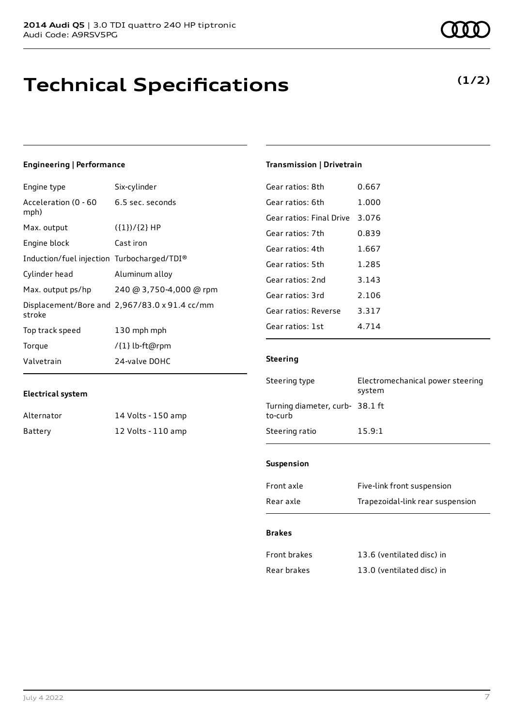**2014 Audi Q5** | 3.0 TDI quattro 240 HP tiptronic
Audi Code: A9RSV5PG

# Technical Specifications

**(1/2)**

### Engineering | Performance

| | |
|---|---|
| Engine type | Six-cylinder |
| Acceleration (0 - 60 mph) | 6.5 sec. seconds |
| Max. output | ({1})/{2} HP |
| Engine block | Cast iron |
| Induction/fuel injection | Turbocharged/TDI® |
| Cylinder head | Aluminum alloy |
| Max. output ps/hp | 240 @ 3,750-4,000 @ rpm |
| Displacement/Bore and stroke | 2,967/83.0 x 91.4 cc/mm |
| Top track speed | 130 mph mph |
| Torque | /{1} lb-ft@rpm |
| Valvetrain | 24-valve DOHC |

### Electrical system

| | |
|---|---|
| Alternator | 14 Volts - 150 amp |
| Battery | 12 Volts - 110 amp |

### Transmission | Drivetrain

| | |
|---|---|
| Gear ratios: 8th | 0.667 |
| Gear ratios: 6th | 1.000 |
| Gear ratios: Final Drive | 3.076 |
| Gear ratios: 7th | 0.839 |
| Gear ratios: 4th | 1.667 |
| Gear ratios: 5th | 1.285 |
| Gear ratios: 2nd | 3.143 |
| Gear ratios: 3rd | 2.106 |
| Gear ratios: Reverse | 3.317 |
| Gear ratios: 1st | 4.714 |

### Steering

| | |
|---|---|
| Steering type | Electromechanical power steering system |
| Turning diameter, curb-to-curb | 38.1 ft |
| Steering ratio | 15.9:1 |

### Suspension

| | |
|---|---|
| Front axle | Five-link front suspension |
| Rear axle | Trapezoidal-link rear suspension |

### Brakes

| | |
|---|---|
| Front brakes | 13.6 (ventilated disc) in |
| Rear brakes | 13.0 (ventilated disc) in |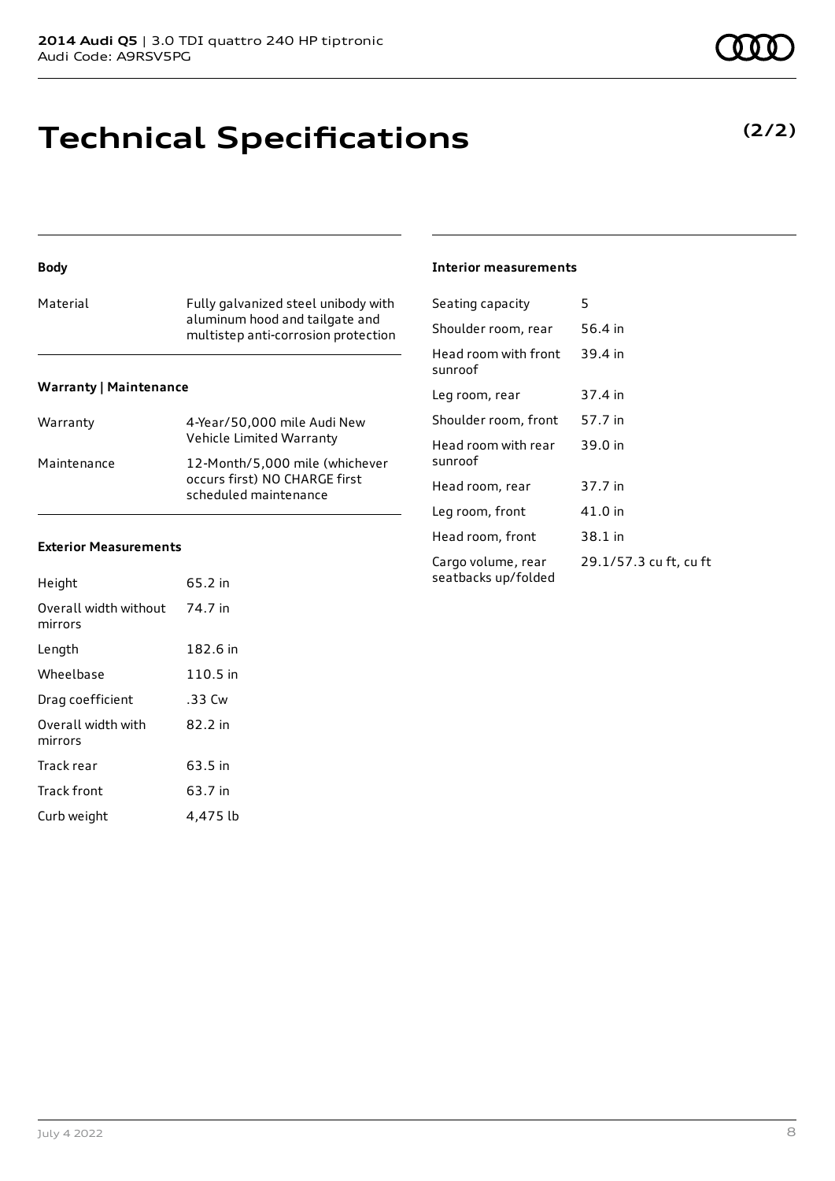# Technical Specifications

**(2/2)**

### Body

| | |
|---|---|
| Material | Fully galvanized steel unibody with aluminum hood and tailgate and multistep anti-corrosion protection |

### Warranty | Maintenance

| | |
|---|---|
| Warranty | 4-Year/50,000 mile Audi New Vehicle Limited Warranty |
| Maintenance | 12-Month/5,000 mile (whichever occurs first) NO CHARGE first scheduled maintenance |

### Exterior Measurements

| | |
|---|---|
| Height | 65.2 in |
| Overall width without mirrors | 74.7 in |
| Length | 182.6 in |
| Wheelbase | 110.5 in |
| Drag coefficient | .33 Cw |
| Overall width with mirrors | 82.2 in |
| Track rear | 63.5 in |
| Track front | 63.7 in |
| Curb weight | 4,475 lb |

### Interior measurements

| | |
|---|---|
| Seating capacity | 5 |
| Shoulder room, rear | 56.4 in |
| Head room with front sunroof | 39.4 in |
| Leg room, rear | 37.4 in |
| Shoulder room, front | 57.7 in |
| Head room with rear sunroof | 39.0 in |
| Head room, rear | 37.7 in |
| Leg room, front | 41.0 in |
| Head room, front | 38.1 in |
| Cargo volume, rear seatbacks up/folded | 29.1/57.3 cu ft, cu ft |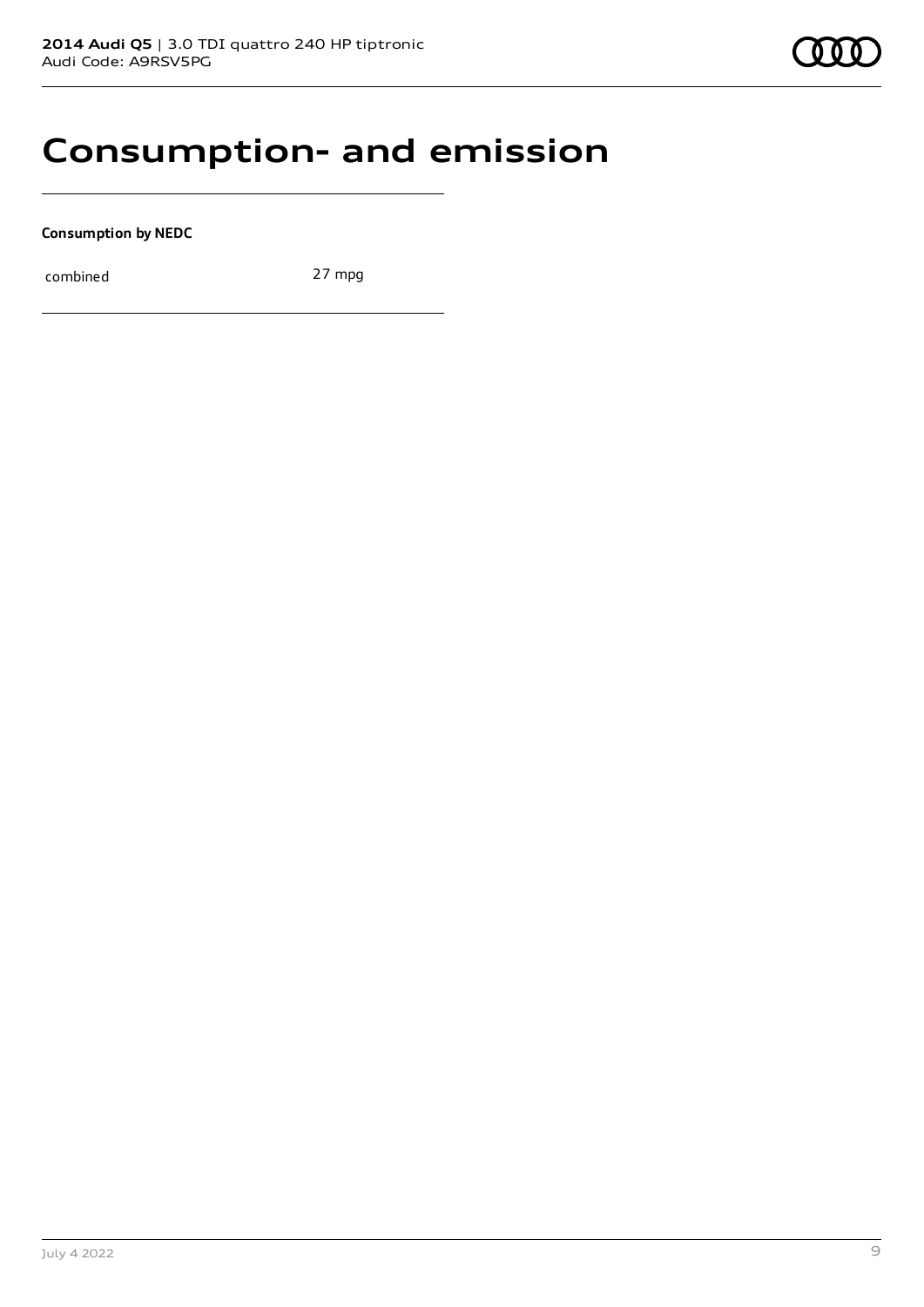# Consumption- and emission

**Consumption by NEDC**

| | |
|---|---|
| combined | 27 mpg |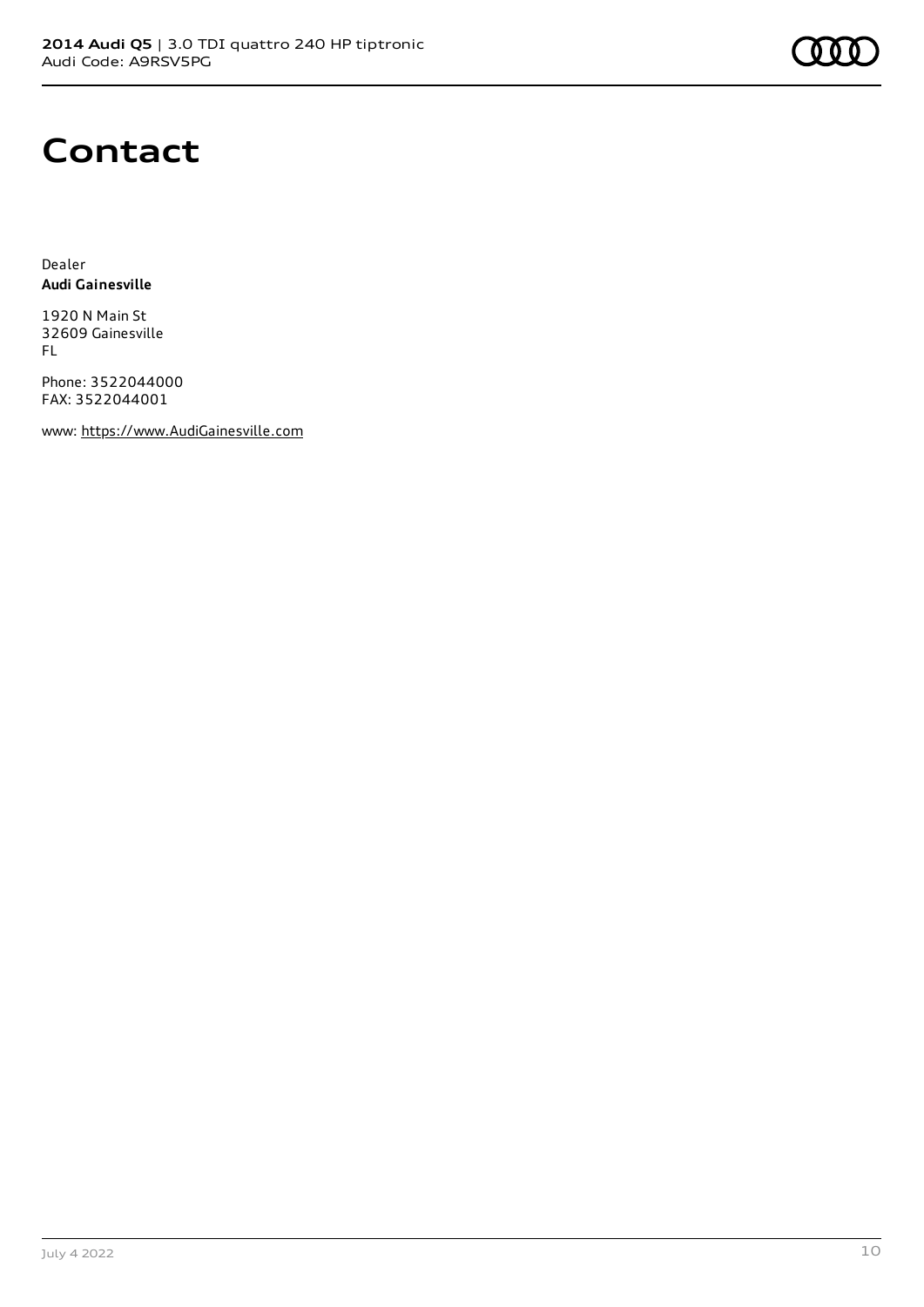# Contact

Dealer
**Audi Gainesville**

1920 N Main St
32609 Gainesville
FL

Phone: 3522044000
FAX: 3522044001

www: https://www.AudiGainesville.com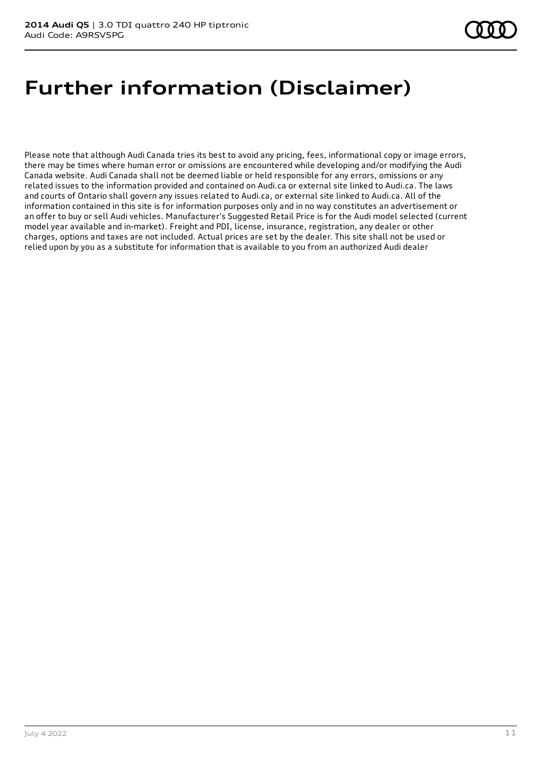# Further information (Disclaimer)

Please note that although Audi Canada tries its best to avoid any pricing, fees, informational copy or image errors, there may be times where human error or omissions are encountered while developing and/or modifying the Audi Canada website. Audi Canada shall not be deemed liable or held responsible for any errors, omissions or any related issues to the information provided and contained on Audi.ca or external site linked to Audi.ca. The laws and courts of Ontario shall govern any issues related to Audi.ca, or external site linked to Audi.ca. All of the information contained in this site is for information purposes only and in no way constitutes an advertisement or an offer to buy or sell Audi vehicles. Manufacturer's Suggested Retail Price is for the Audi model selected (current model year available and in-market). Freight and PDI, license, insurance, registration, any dealer or other charges, options and taxes are not included. Actual prices are set by the dealer. This site shall not be used or relied upon by you as a substitute for information that is available to you from an authorized Audi dealer